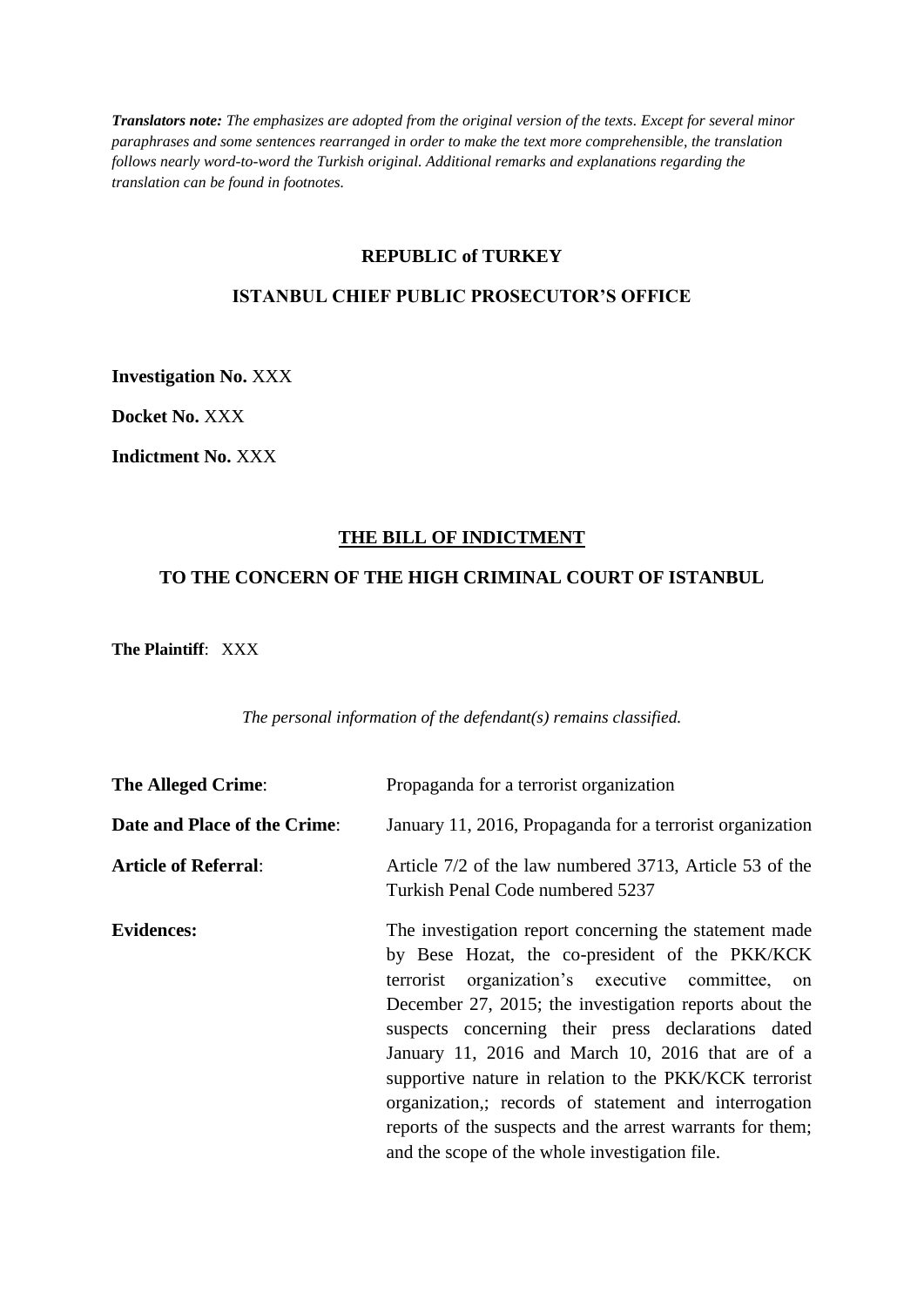***Translators note:*** *The emphasizes are adopted from the original version of the texts. Except for several minor paraphrases and some sentences rearranged in order to make the text more comprehensible, the translation follows nearly word-to-word the Turkish original. Additional remarks and explanations regarding the translation can be found in footnotes.*

**REPUBLIC of TURKEY**

**ISTANBUL CHIEF PUBLIC PROSECUTOR'S OFFICE**

**Investigation No.** XXX

**Docket No.** XXX

**Indictment No.** XXX

**THE BILL OF INDICTMENT**

**TO THE CONCERN OF THE HIGH CRIMINAL COURT OF ISTANBUL**

**The Plaintiff**: XXX

*The personal information of the defendant(s) remains classified.*

| | |
|---|---|
| **The Alleged Crime**: | Propaganda for a terrorist organization |
| **Date and Place of the Crime**: | January 11, 2016, Propaganda for a terrorist organization |
| **Article of Referral**: | Article 7/2 of the law numbered 3713, Article 53 of the Turkish Penal Code numbered 5237 |
| **Evidences:** | The investigation report concerning the statement made by Bese Hozat, the co-president of the PKK/KCK terrorist organization's executive committee, on December 27, 2015; the investigation reports about the suspects concerning their press declarations dated January 11, 2016 and March 10, 2016 that are of a supportive nature in relation to the PKK/KCK terrorist organization,; records of statement and interrogation reports of the suspects and the arrest warrants for them; and the scope of the whole investigation file. |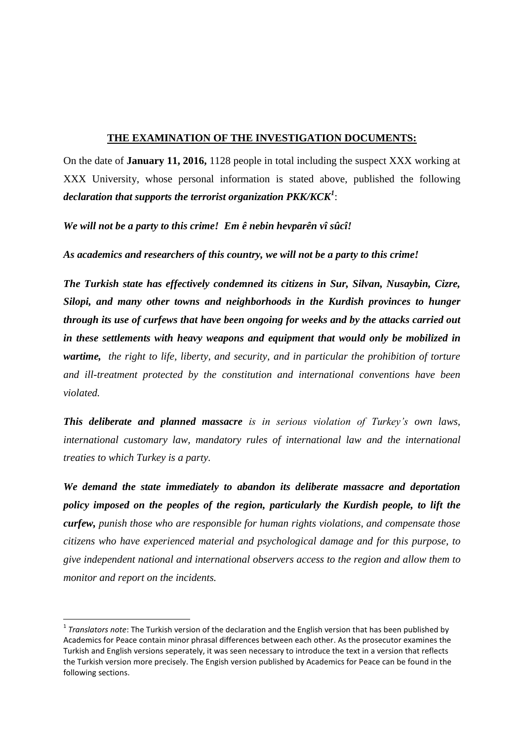**<u>THE EXAMINATION OF THE INVESTIGATION DOCUMENTS:</u>**

On the date of **January 11, 2016,** 1128 people in total including the suspect XXX working at XXX University, whose personal information is stated above, published the following ***declaration that supports the terrorist organization PKK/KCK***[1]:

***We will not be a party to this crime! Em ê nebin hevparên vî sûcî!***

***As academics and researchers of this country, we will not be a party to this crime!***

***The Turkish state has effectively condemned its citizens in Sur, Silvan, Nusaybin, Cizre, Silopi, and many other towns and neighborhoods in the Kurdish provinces to hunger through its use of curfews that have been ongoing for weeks and by the attacks carried out in these settlements with heavy weapons and equipment that would only be mobilized in wartime,*** *the right to life, liberty, and security, and in particular the prohibition of torture and ill-treatment protected by the constitution and international conventions have been violated.*

***This deliberate and planned massacre*** *is in serious violation of Turkey's own laws, international customary law, mandatory rules of international law and the international treaties to which Turkey is a party.*

***We demand the state immediately to abandon its deliberate massacre and deportation policy imposed on the peoples of the region, particularly the Kurdish people, to lift the curfew,*** *punish those who are responsible for human rights violations, and compensate those citizens who have experienced material and psychological damage and for this purpose, to give independent national and international observers access to the region and allow them to monitor and report on the incidents.*

---

[1] *Translators note*: The Turkish version of the declaration and the English version that has been published by Academics for Peace contain minor phrasal differences between each other. As the prosecutor examines the Turkish and English versions seperately, it was seen necessary to introduce the text in a version that reflects the Turkish version more precisely. The Engish version published by Academics for Peace can be found in the following sections.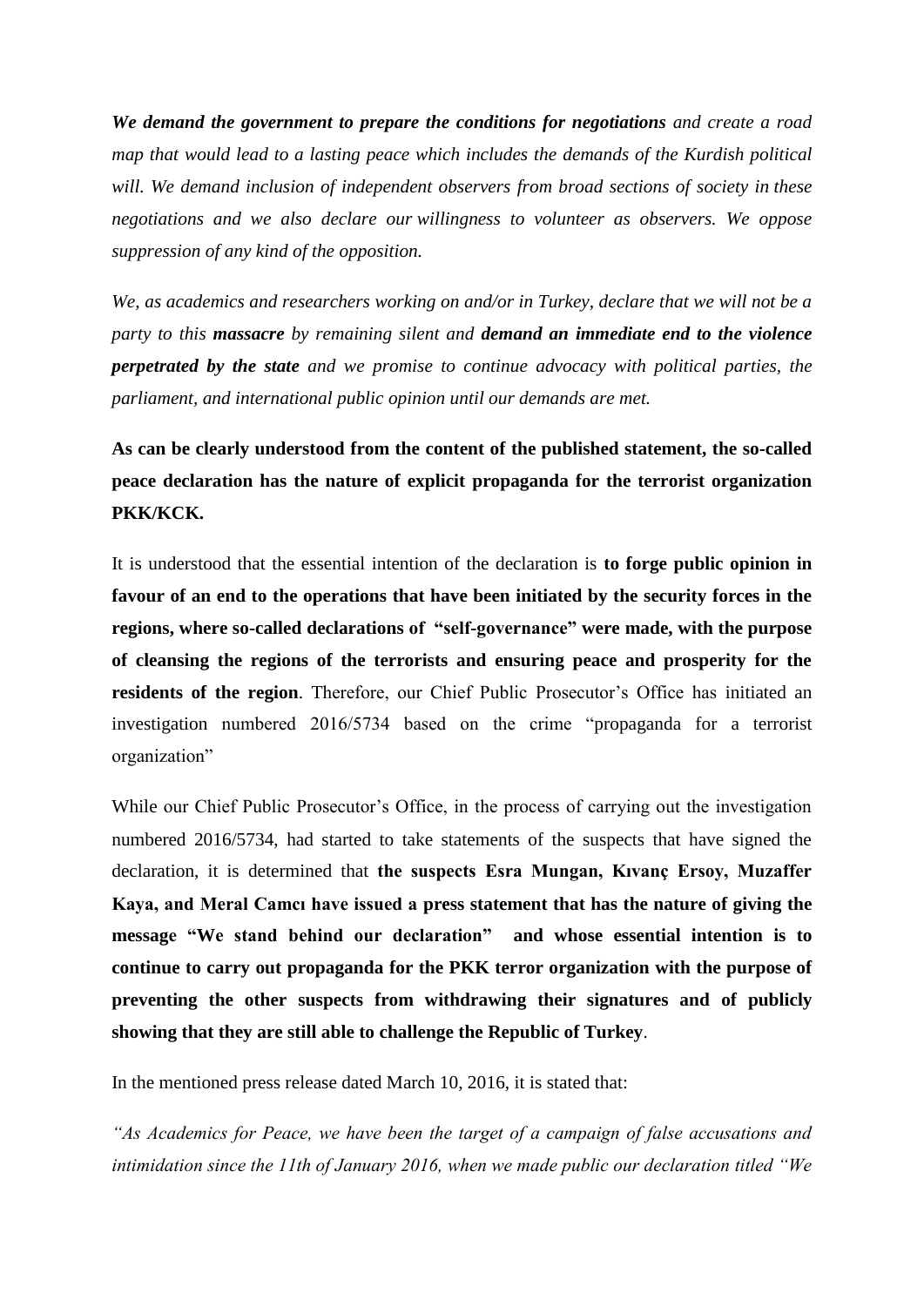***We demand the government to prepare the conditions for negotiations** and create a road map that would lead to a lasting peace which includes the demands of the Kurdish political will. We demand inclusion of independent observers from broad sections of society in these negotiations and we also declare our willingness to volunteer as observers. We oppose suppression of any kind of the opposition.*

*We, as academics and researchers working on and/or in Turkey, declare that we will not be a party to this **massacre** by remaining silent and **demand an immediate end to the violence perpetrated by the state** and we promise to continue advocacy with political parties, the parliament, and international public opinion until our demands are met.*

**As can be clearly understood from the content of the published statement, the so-called peace declaration has the nature of explicit propaganda for the terrorist organization PKK/KCK.**

It is understood that the essential intention of the declaration is **to forge public opinion in favour of an end to the operations that have been initiated by the security forces in the regions, where so-called declarations of "self-governance" were made, with the purpose of cleansing the regions of the terrorists and ensuring peace and prosperity for the residents of the region**. Therefore, our Chief Public Prosecutor's Office has initiated an investigation numbered 2016/5734 based on the crime "propaganda for a terrorist organization"

While our Chief Public Prosecutor's Office, in the process of carrying out the investigation numbered 2016/5734, had started to take statements of the suspects that have signed the declaration, it is determined that **the suspects Esra Mungan, Kıvanç Ersoy, Muzaffer Kaya, and Meral Camcı have issued a press statement that has the nature of giving the message "We stand behind our declaration" and whose essential intention is to continue to carry out propaganda for the PKK terror organization with the purpose of preventing the other suspects from withdrawing their signatures and of publicly showing that they are still able to challenge the Republic of Turkey**.

In the mentioned press release dated March 10, 2016, it is stated that:

*"As Academics for Peace, we have been the target of a campaign of false accusations and intimidation since the 11th of January 2016, when we made public our declaration titled "We*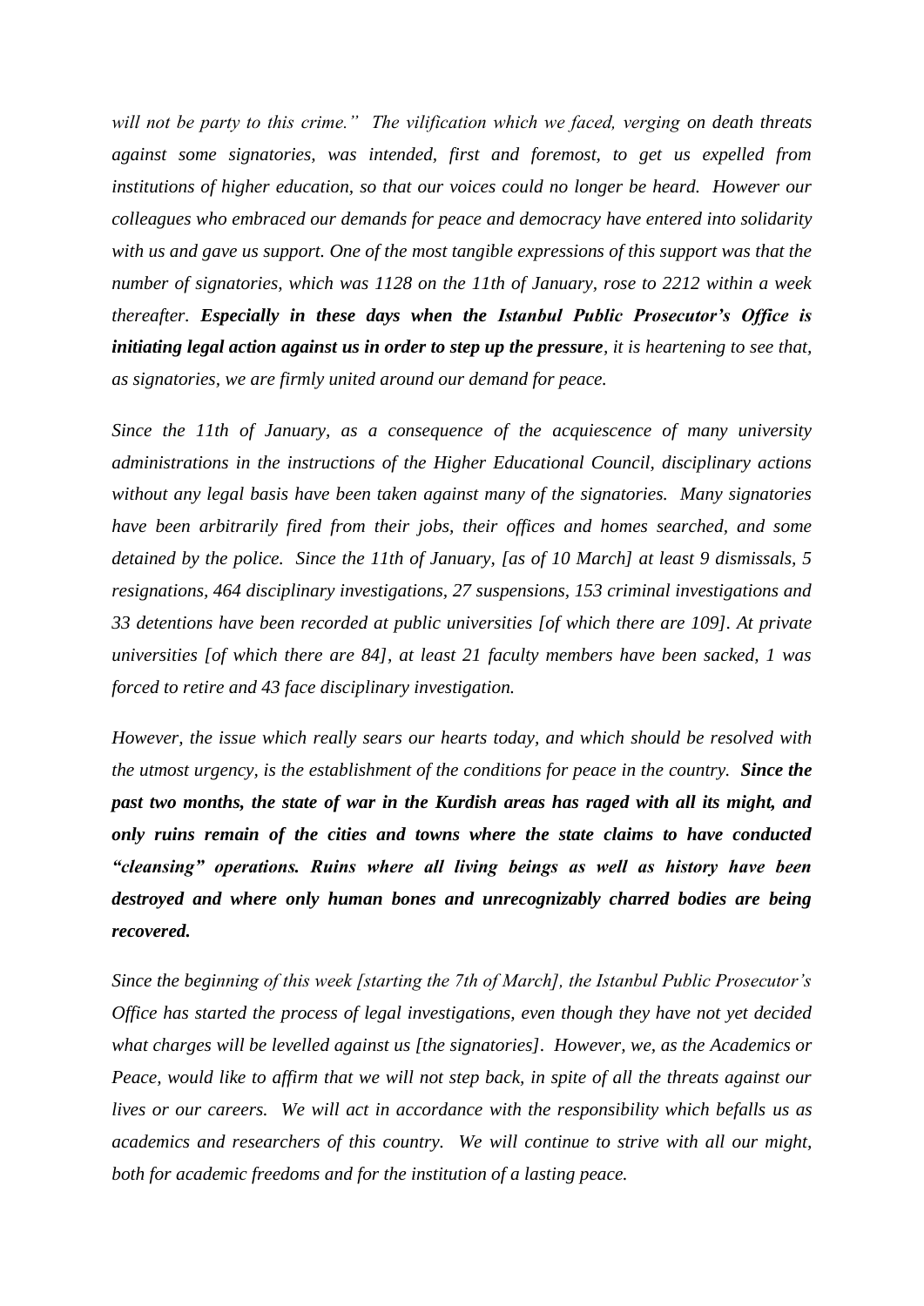*will not be party to this crime." The vilification which we faced, verging on death threats against some signatories, was intended, first and foremost, to get us expelled from institutions of higher education, so that our voices could no longer be heard. However our colleagues who embraced our demands for peace and democracy have entered into solidarity with us and gave us support. One of the most tangible expressions of this support was that the number of signatories, which was 1128 on the 11th of January, rose to 2212 within a week thereafter.* ***Especially in these days when the Istanbul Public Prosecutor's Office is initiating legal action against us in order to step up the pressure****, it is heartening to see that, as signatories, we are firmly united around our demand for peace.*

*Since the 11th of January, as a consequence of the acquiescence of many university administrations in the instructions of the Higher Educational Council, disciplinary actions without any legal basis have been taken against many of the signatories. Many signatories have been arbitrarily fired from their jobs, their offices and homes searched, and some detained by the police. Since the 11th of January, [as of 10 March] at least 9 dismissals, 5 resignations, 464 disciplinary investigations, 27 suspensions, 153 criminal investigations and 33 detentions have been recorded at public universities [of which there are 109]. At private universities [of which there are 84], at least 21 faculty members have been sacked, 1 was forced to retire and 43 face disciplinary investigation.*

*However, the issue which really sears our hearts today, and which should be resolved with the utmost urgency, is the establishment of the conditions for peace in the country.* ***Since the past two months, the state of war in the Kurdish areas has raged with all its might, and only ruins remain of the cities and towns where the state claims to have conducted "cleansing" operations. Ruins where all living beings as well as history have been destroyed and where only human bones and unrecognizably charred bodies are being recovered.***

*Since the beginning of this week [starting the 7th of March], the Istanbul Public Prosecutor's Office has started the process of legal investigations, even though they have not yet decided what charges will be levelled against us [the signatories]. However, we, as the Academics or Peace, would like to affirm that we will not step back, in spite of all the threats against our lives or our careers. We will act in accordance with the responsibility which befalls us as academics and researchers of this country. We will continue to strive with all our might, both for academic freedoms and for the institution of a lasting peace.*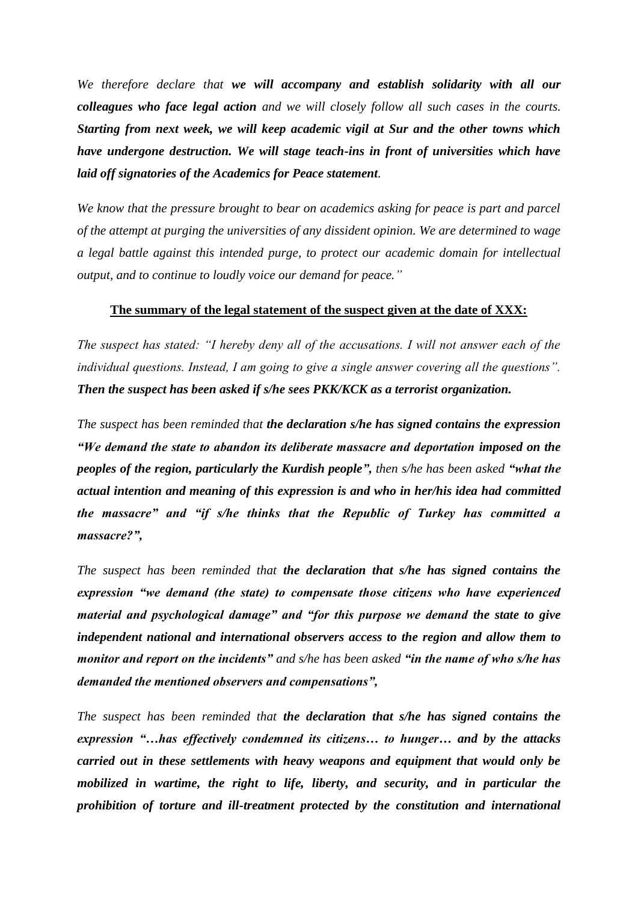*We therefore declare that **we will accompany and establish solidarity with all our colleagues who face legal action** and we will closely follow all such cases in the courts. **Starting from next week, we will keep academic vigil at Sur and the other towns which have undergone destruction. We will stage teach-ins in front of universities which have laid off signatories of the Academics for Peace statement**.*

*We know that the pressure brought to bear on academics asking for peace is part and parcel of the attempt at purging the universities of any dissident opinion. We are determined to wage a legal battle against this intended purge, to protect our academic domain for intellectual output, and to continue to loudly voice our demand for peace."*

**<u>The summary of the legal statement of the suspect given at the date of XXX:</u>**

*The suspect has stated: "I hereby deny all of the accusations. I will not answer each of the individual questions. Instead, I am going to give a single answer covering all the questions".* ***Then the suspect has been asked if s/he sees PKK/KCK as a terrorist organization.***

*The suspect has been reminded that **the declaration s/he has signed contains the expression "We demand the state to abandon its deliberate massacre and deportation imposed on the peoples of the region, particularly the Kurdish people",** then s/he has been asked **"what the actual intention and meaning of this expression is and who in her/his idea had committed the massacre" and "if s/he thinks that the Republic of Turkey has committed a massacre?",***

*The suspect has been reminded that **the declaration that s/he has signed contains the expression "we demand (the state) to compensate those citizens who have experienced material and psychological damage" and "for this purpose we demand the state to give independent national and international observers access to the region and allow them to monitor and report on the incidents"** and s/he has been asked **"in the name of who s/he has demanded the mentioned observers and compensations",***

*The suspect has been reminded that **the declaration that s/he has signed contains the expression "…has effectively condemned its citizens… to hunger… and by the attacks carried out in these settlements with heavy weapons and equipment that would only be mobilized in wartime, the right to life, liberty, and security, and in particular the prohibition of torture and ill-treatment protected by the constitution and international***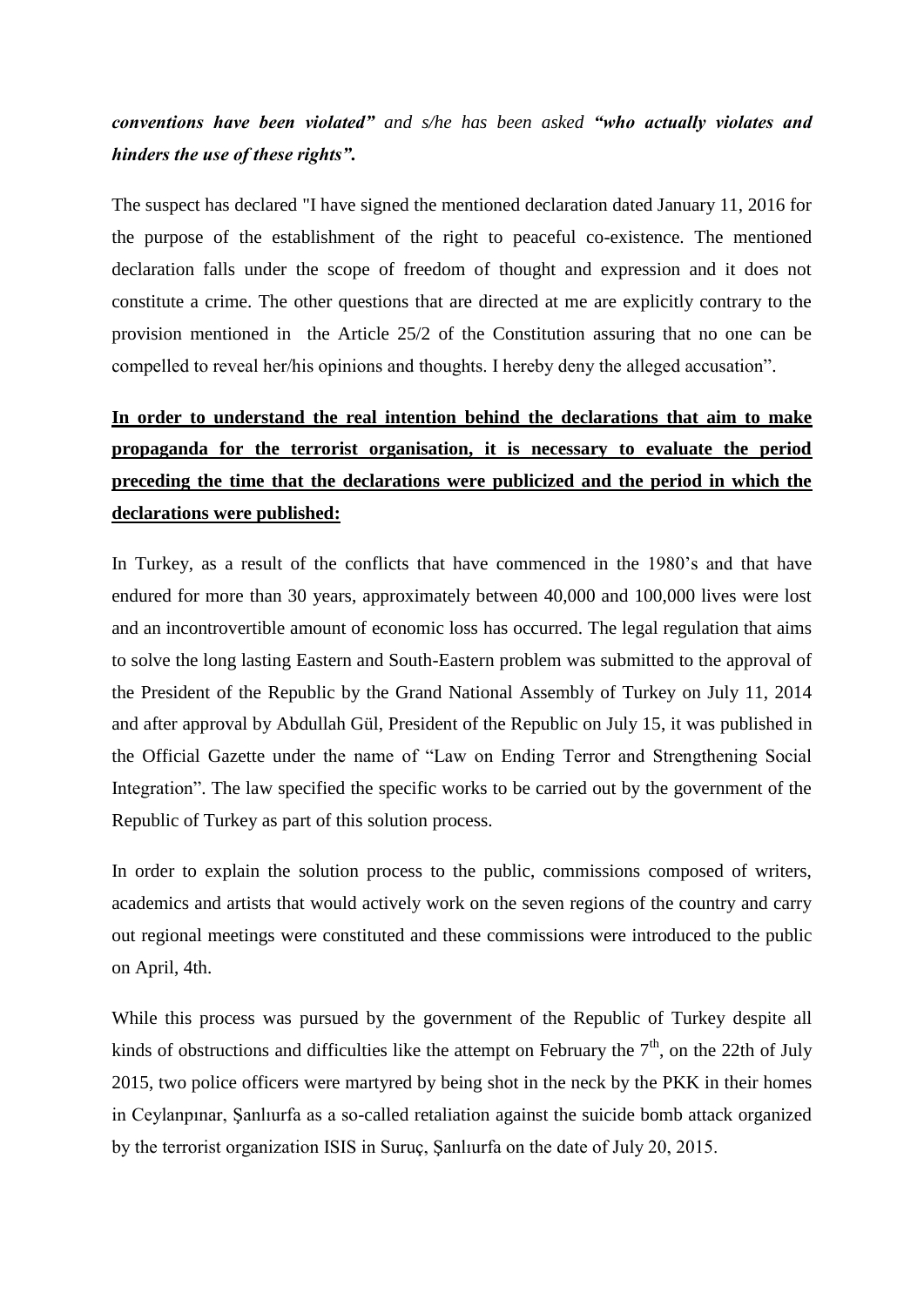***conventions have been violated”*** *and s/he has been asked* ***“who actually violates and hinders the use of these rights”.***

The suspect has declared "I have signed the mentioned declaration dated January 11, 2016 for the purpose of the establishment of the right to peaceful co-existence. The mentioned declaration falls under the scope of freedom of thought and expression and it does not constitute a crime. The other questions that are directed at me are explicitly contrary to the provision mentioned in the Article 25/2 of the Constitution assuring that no one can be compelled to reveal her/his opinions and thoughts. I hereby deny the alleged accusation”.

**<u>In order to understand the real intention behind the declarations that aim to make propaganda for the terrorist organisation, it is necessary to evaluate the period preceding the time that the declarations were publicized and the period in which the declarations were published:</u>**

In Turkey, as a result of the conflicts that have commenced in the 1980’s and that have endured for more than 30 years, approximately between 40,000 and 100,000 lives were lost and an incontrovertible amount of economic loss has occurred. The legal regulation that aims to solve the long lasting Eastern and South-Eastern problem was submitted to the approval of the President of the Republic by the Grand National Assembly of Turkey on July 11, 2014 and after approval by Abdullah Gül, President of the Republic on July 15, it was published in the Official Gazette under the name of “Law on Ending Terror and Strengthening Social Integration”. The law specified the specific works to be carried out by the government of the Republic of Turkey as part of this solution process.

In order to explain the solution process to the public, commissions composed of writers, academics and artists that would actively work on the seven regions of the country and carry out regional meetings were constituted and these commissions were introduced to the public on April, 4th.

While this process was pursued by the government of the Republic of Turkey despite all kinds of obstructions and difficulties like the attempt on February the 7th, on the 22th of July 2015, two police officers were martyred by being shot in the neck by the PKK in their homes in Ceylanpınar, Şanlıurfa as a so-called retaliation against the suicide bomb attack organized by the terrorist organization ISIS in Suruç, Şanlıurfa on the date of July 20, 2015.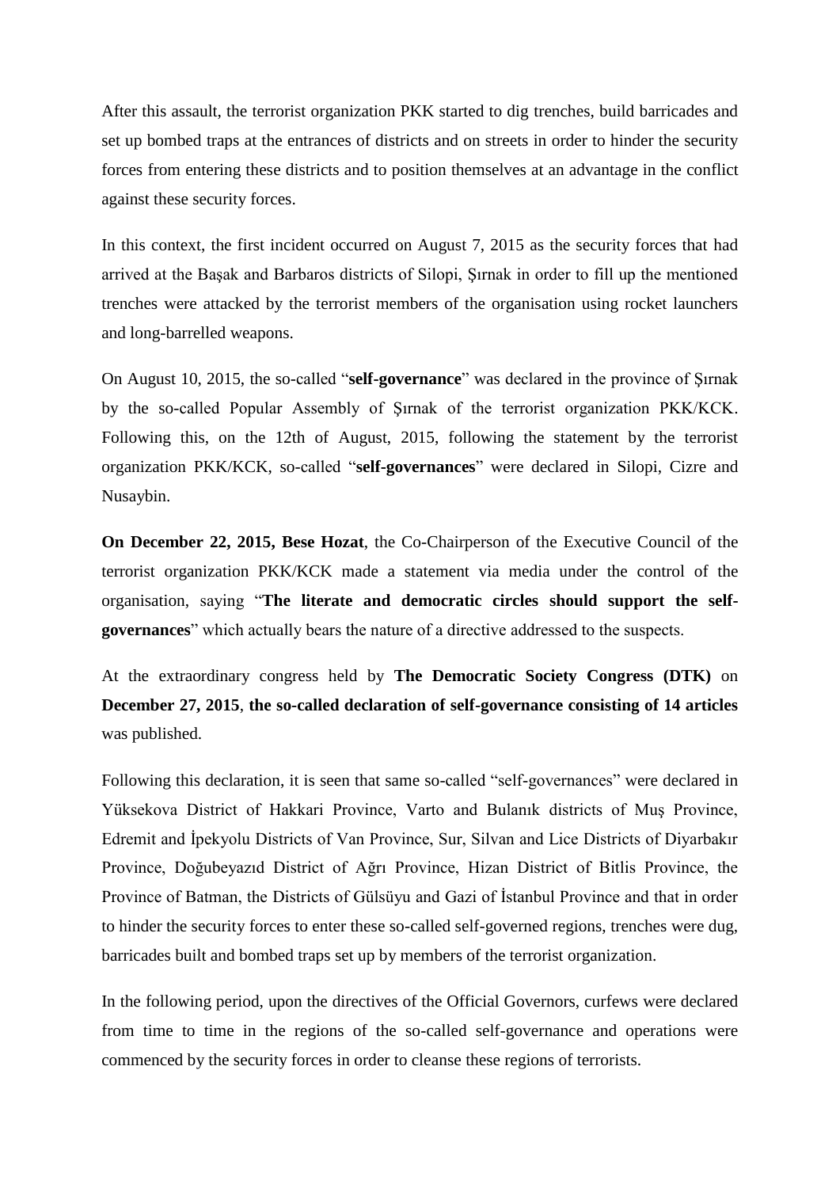After this assault, the terrorist organization PKK started to dig trenches, build barricades and set up bombed traps at the entrances of districts and on streets in order to hinder the security forces from entering these districts and to position themselves at an advantage in the conflict against these security forces.

In this context, the first incident occurred on August 7, 2015 as the security forces that had arrived at the Başak and Barbaros districts of Silopi, Şırnak in order to fill up the mentioned trenches were attacked by the terrorist members of the organisation using rocket launchers and long-barrelled weapons.

On August 10, 2015, the so-called "**self-governance**" was declared in the province of Şırnak by the so-called Popular Assembly of Şırnak of the terrorist organization PKK/KCK. Following this, on the 12th of August, 2015, following the statement by the terrorist organization PKK/KCK, so-called "**self-governances**" were declared in Silopi, Cizre and Nusaybin.

**On December 22, 2015, Bese Hozat**, the Co-Chairperson of the Executive Council of the terrorist organization PKK/KCK made a statement via media under the control of the organisation, saying "**The literate and democratic circles should support the self-governances**" which actually bears the nature of a directive addressed to the suspects.

At the extraordinary congress held by **The Democratic Society Congress (DTK)** on **December 27, 2015**, **the so-called declaration of self-governance consisting of 14 articles** was published.

Following this declaration, it is seen that same so-called "self-governances" were declared in Yüksekova District of Hakkari Province, Varto and Bulanık districts of Muş Province, Edremit and İpekyolu Districts of Van Province, Sur, Silvan and Lice Districts of Diyarbakır Province, Doğubeyazıd District of Ağrı Province, Hizan District of Bitlis Province, the Province of Batman, the Districts of Gülsüyu and Gazi of İstanbul Province and that in order to hinder the security forces to enter these so-called self-governed regions, trenches were dug, barricades built and bombed traps set up by members of the terrorist organization.

In the following period, upon the directives of the Official Governors, curfews were declared from time to time in the regions of the so-called self-governance and operations were commenced by the security forces in order to cleanse these regions of terrorists.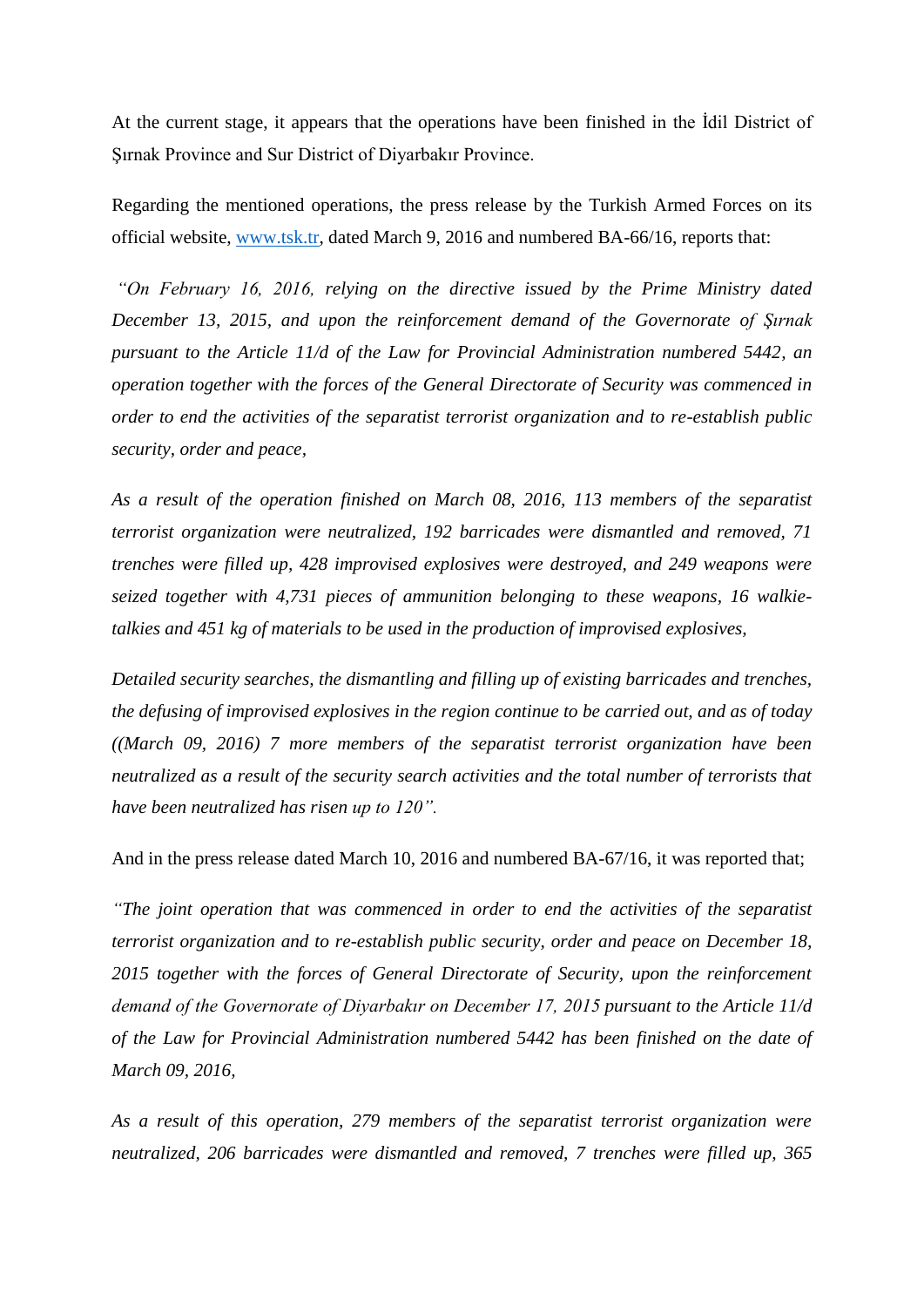At the current stage, it appears that the operations have been finished in the İdil District of Şırnak Province and Sur District of Diyarbakır Province.

Regarding the mentioned operations, the press release by the Turkish Armed Forces on its official website, www.tsk.tr, dated March 9, 2016 and numbered BA-66/16, reports that:

*"On February 16, 2016, relying on the directive issued by the Prime Ministry dated December 13, 2015, and upon the reinforcement demand of the Governorate of Şırnak pursuant to the Article 11/d of the Law for Provincial Administration numbered 5442, an operation together with the forces of the General Directorate of Security was commenced in order to end the activities of the separatist terrorist organization and to re-establish public security, order and peace,*

*As a result of the operation finished on March 08, 2016, 113 members of the separatist terrorist organization were neutralized, 192 barricades were dismantled and removed, 71 trenches were filled up, 428 improvised explosives were destroyed, and 249 weapons were seized together with 4,731 pieces of ammunition belonging to these weapons, 16 walkie-talkies and 451 kg of materials to be used in the production of improvised explosives,*

*Detailed security searches, the dismantling and filling up of existing barricades and trenches, the defusing of improvised explosives in the region continue to be carried out, and as of today ((March 09, 2016) 7 more members of the separatist terrorist organization have been neutralized as a result of the security search activities and the total number of terrorists that have been neutralized has risen up to 120".*

And in the press release dated March 10, 2016 and numbered BA-67/16, it was reported that;

*"The joint operation that was commenced in order to end the activities of the separatist terrorist organization and to re-establish public security, order and peace on December 18, 2015 together with the forces of General Directorate of Security, upon the reinforcement demand of the Governorate of Diyarbakır on December 17, 2015 pursuant to the Article 11/d of the Law for Provincial Administration numbered 5442 has been finished on the date of March 09, 2016,*

*As a result of this operation, 279 members of the separatist terrorist organization were neutralized, 206 barricades were dismantled and removed, 7 trenches were filled up, 365*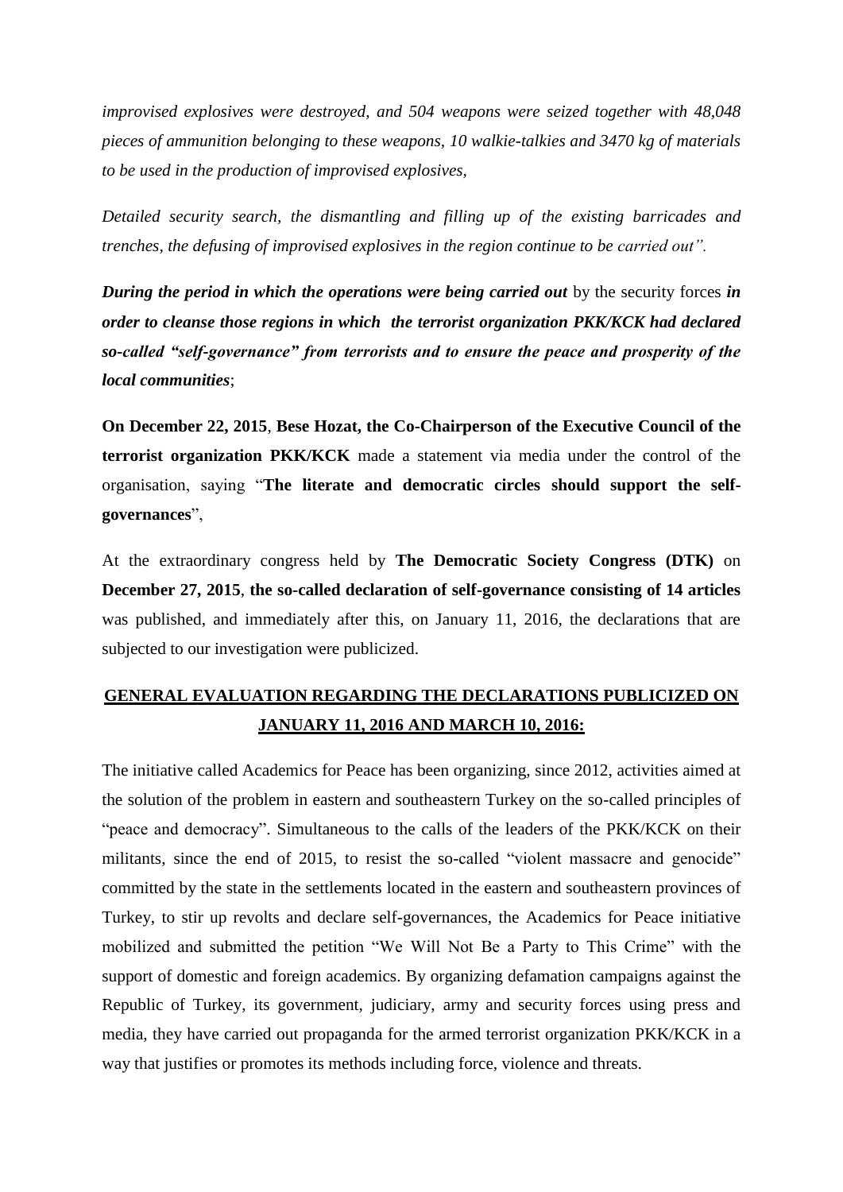*improvised explosives were destroyed, and 504 weapons were seized together with 48,048 pieces of ammunition belonging to these weapons, 10 walkie-talkies and 3470 kg of materials to be used in the production of improvised explosives,*

*Detailed security search, the dismantling and filling up of the existing barricades and trenches, the defusing of improvised explosives in the region continue to be carried out".*

***During the period in which the operations were being carried out*** by the security forces ***in order to cleanse those regions in which the terrorist organization PKK/KCK had declared so-called "self-governance" from terrorists and to ensure the peace and prosperity of the local communities***;

**On December 22, 2015**, **Bese Hozat, the Co-Chairperson of the Executive Council of the terrorist organization PKK/KCK** made a statement via media under the control of the organisation, saying "**The literate and democratic circles should support the self-governances**",

At the extraordinary congress held by **The Democratic Society Congress (DTK)** on **December 27, 2015**, **the so-called declaration of self-governance consisting of 14 articles** was published, and immediately after this, on January 11, 2016, the declarations that are subjected to our investigation were publicized.

## GENERAL EVALUATION REGARDING THE DECLARATIONS PUBLICIZED ON JANUARY 11, 2016 AND MARCH 10, 2016:

The initiative called Academics for Peace has been organizing, since 2012, activities aimed at the solution of the problem in eastern and southeastern Turkey on the so-called principles of "peace and democracy". Simultaneous to the calls of the leaders of the PKK/KCK on their militants, since the end of 2015, to resist the so-called "violent massacre and genocide" committed by the state in the settlements located in the eastern and southeastern provinces of Turkey, to stir up revolts and declare self-governances, the Academics for Peace initiative mobilized and submitted the petition "We Will Not Be a Party to This Crime" with the support of domestic and foreign academics. By organizing defamation campaigns against the Republic of Turkey, its government, judiciary, army and security forces using press and media, they have carried out propaganda for the armed terrorist organization PKK/KCK in a way that justifies or promotes its methods including force, violence and threats.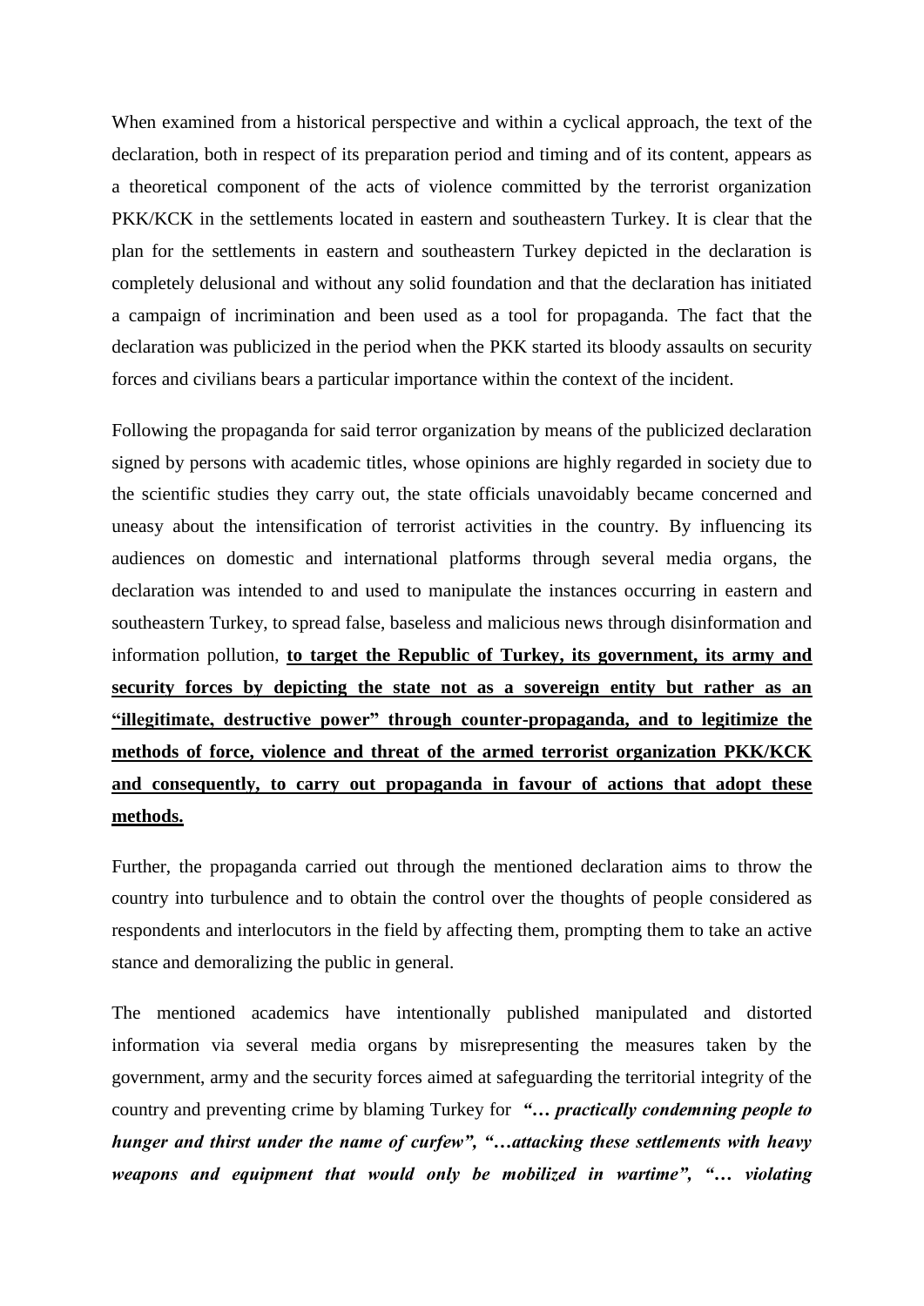When examined from a historical perspective and within a cyclical approach, the text of the declaration, both in respect of its preparation period and timing and of its content, appears as a theoretical component of the acts of violence committed by the terrorist organization PKK/KCK in the settlements located in eastern and southeastern Turkey. It is clear that the plan for the settlements in eastern and southeastern Turkey depicted in the declaration is completely delusional and without any solid foundation and that the declaration has initiated a campaign of incrimination and been used as a tool for propaganda. The fact that the declaration was publicized in the period when the PKK started its bloody assaults on security forces and civilians bears a particular importance within the context of the incident.

Following the propaganda for said terror organization by means of the publicized declaration signed by persons with academic titles, whose opinions are highly regarded in society due to the scientific studies they carry out, the state officials unavoidably became concerned and uneasy about the intensification of terrorist activities in the country. By influencing its audiences on domestic and international platforms through several media organs, the declaration was intended to and used to manipulate the instances occurring in eastern and southeastern Turkey, to spread false, baseless and malicious news through disinformation and information pollution, **<u>to target the Republic of Turkey, its government, its army and security forces by depicting the state not as a sovereign entity but rather as an "illegitimate, destructive power" through counter-propaganda, and to legitimize the methods of force, violence and threat of the armed terrorist organization PKK/KCK and consequently, to carry out propaganda in favour of actions that adopt these methods.</u>**

Further, the propaganda carried out through the mentioned declaration aims to throw the country into turbulence and to obtain the control over the thoughts of people considered as respondents and interlocutors in the field by affecting them, prompting them to take an active stance and demoralizing the public in general.

The mentioned academics have intentionally published manipulated and distorted information via several media organs by misrepresenting the measures taken by the government, army and the security forces aimed at safeguarding the territorial integrity of the country and preventing crime by blaming Turkey for ***"… practically condemning people to hunger and thirst under the name of curfew", "…attacking these settlements with heavy weapons and equipment that would only be mobilized in wartime", "… violating***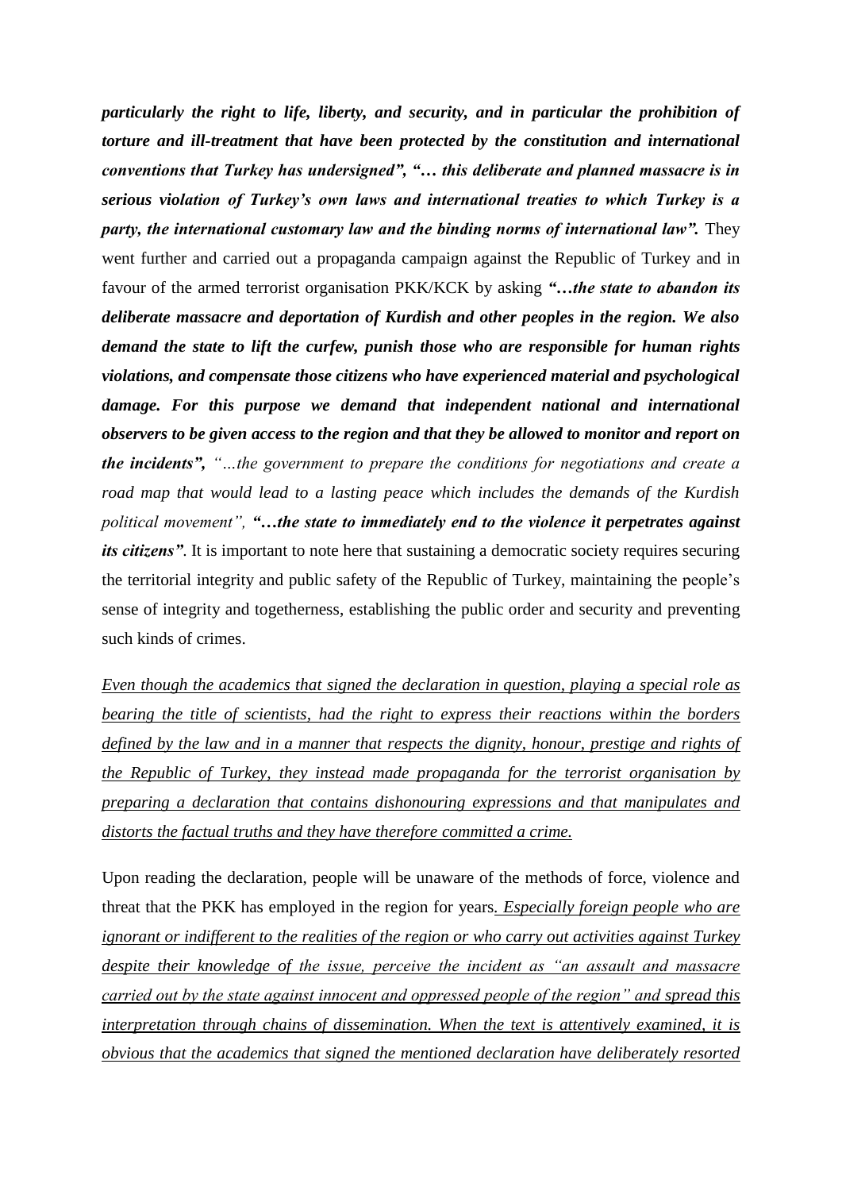***particularly the right to life, liberty, and security, and in particular the prohibition of torture and ill-treatment that have been protected by the constitution and international conventions that Turkey has undersigned", "… this deliberate and planned massacre is in serious violation of Turkey's own laws and international treaties to which Turkey is a party, the international customary law and the binding norms of international law".*** They went further and carried out a propaganda campaign against the Republic of Turkey and in favour of the armed terrorist organisation PKK/KCK by asking ***"…the state to abandon its deliberate massacre and deportation of Kurdish and other peoples in the region. We also demand the state to lift the curfew, punish those who are responsible for human rights violations, and compensate those citizens who have experienced material and psychological damage. For this purpose we demand that independent national and international observers to be given access to the region and that they be allowed to monitor and report on the incidents",*** *"…the government to prepare the conditions for negotiations and create a road map that would lead to a lasting peace which includes the demands of the Kurdish political movement",* ***"…the state to immediately end to the violence it perpetrates against its citizens".*** It is important to note here that sustaining a democratic society requires securing the territorial integrity and public safety of the Republic of Turkey, maintaining the people's sense of integrity and togetherness, establishing the public order and security and preventing such kinds of crimes.

<u>*Even though the academics that signed the declaration in question, playing a special role as bearing the title of scientists, had the right to express their reactions within the borders defined by the law and in a manner that respects the dignity, honour, prestige and rights of the Republic of Turkey, they instead made propaganda for the terrorist organisation by preparing a declaration that contains dishonouring expressions and that manipulates and distorts the factual truths and they have therefore committed a crime.*</u>

Upon reading the declaration, people will be unaware of the methods of force, violence and threat that the PKK has employed in the region for years. <u>*Especially foreign people who are ignorant or indifferent to the realities of the region or who carry out activities against Turkey despite their knowledge of the issue, perceive the incident as "an assault and massacre carried out by the state against innocent and oppressed people of the region" and spread this interpretation through chains of dissemination. When the text is attentively examined, it is obvious that the academics that signed the mentioned declaration have deliberately resorted*</u>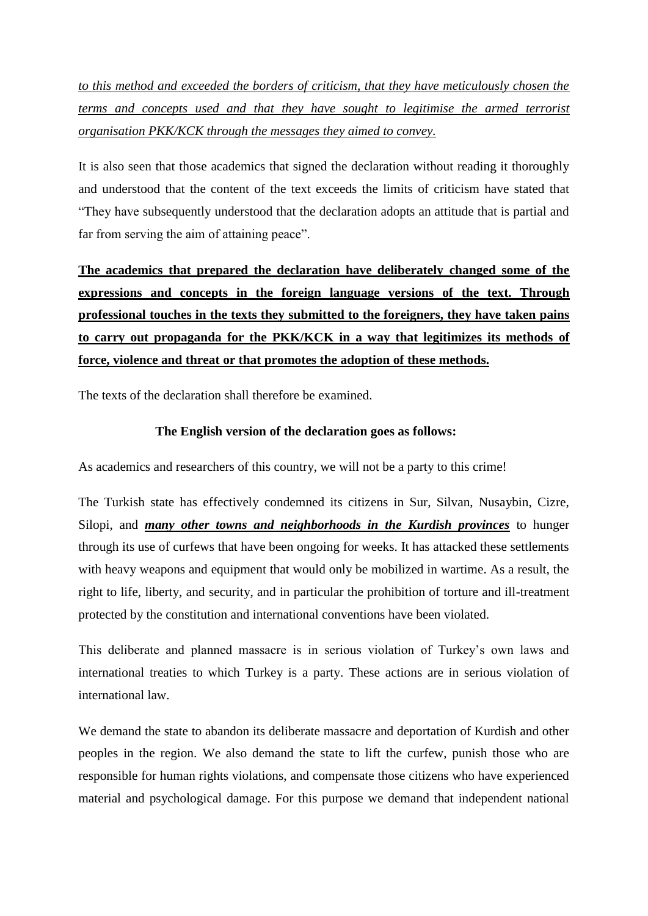*to this method and exceeded the borders of criticism, that they have meticulously chosen the terms and concepts used and that they have sought to legitimise the armed terrorist organisation PKK/KCK through the messages they aimed to convey.*

It is also seen that those academics that signed the declaration without reading it thoroughly and understood that the content of the text exceeds the limits of criticism have stated that "They have subsequently understood that the declaration adopts an attitude that is partial and far from serving the aim of attaining peace".

**The academics that prepared the declaration have deliberately changed some of the expressions and concepts in the foreign language versions of the text. Through professional touches in the texts they submitted to the foreigners, they have taken pains to carry out propaganda for the PKK/KCK in a way that legitimizes its methods of force, violence and threat or that promotes the adoption of these methods.**

The texts of the declaration shall therefore be examined.

**The English version of the declaration goes as follows:**

As academics and researchers of this country, we will not be a party to this crime!

The Turkish state has effectively condemned its citizens in Sur, Silvan, Nusaybin, Cizre, Silopi, and ***many other towns and neighborhoods in the Kurdish provinces*** to hunger through its use of curfews that have been ongoing for weeks. It has attacked these settlements with heavy weapons and equipment that would only be mobilized in wartime. As a result, the right to life, liberty, and security, and in particular the prohibition of torture and ill-treatment protected by the constitution and international conventions have been violated.

This deliberate and planned massacre is in serious violation of Turkey's own laws and international treaties to which Turkey is a party. These actions are in serious violation of international law.

We demand the state to abandon its deliberate massacre and deportation of Kurdish and other peoples in the region. We also demand the state to lift the curfew, punish those who are responsible for human rights violations, and compensate those citizens who have experienced material and psychological damage. For this purpose we demand that independent national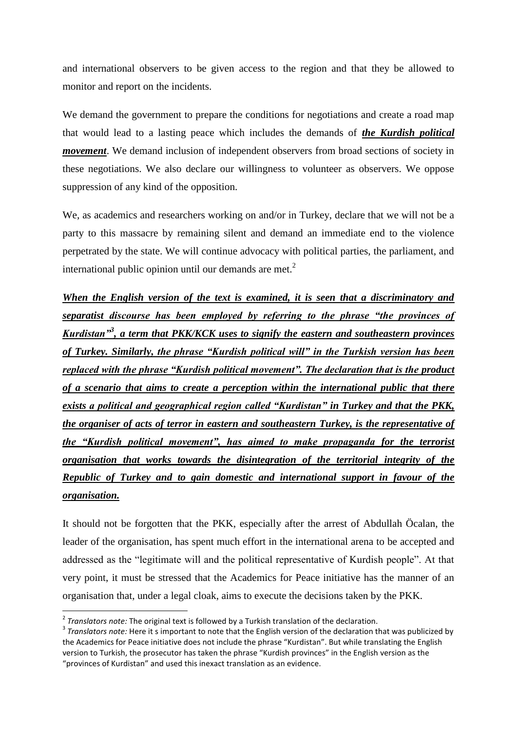and international observers to be given access to the region and that they be allowed to monitor and report on the incidents.

We demand the government to prepare the conditions for negotiations and create a road map that would lead to a lasting peace which includes the demands of ***the Kurdish political movement***. We demand inclusion of independent observers from broad sections of society in these negotiations. We also declare our willingness to volunteer as observers. We oppose suppression of any kind of the opposition.

We, as academics and researchers working on and/or in Turkey, declare that we will not be a party to this massacre by remaining silent and demand an immediate end to the violence perpetrated by the state. We will continue advocacy with political parties, the parliament, and international public opinion until our demands are met.[2]

***When the English version of the text is examined, it is seen that a discriminatory and separatist discourse has been employed by referring to the phrase "the provinces of Kurdistan"[3], a term that PKK/KCK uses to signify the eastern and southeastern provinces of Turkey. Similarly, the phrase "Kurdish political will" in the Turkish version has been replaced with the phrase "Kurdish political movement". The declaration that is the product of a scenario that aims to create a perception within the international public that there exists a political and geographical region called "Kurdistan" in Turkey and that the PKK, the organiser of acts of terror in eastern and southeastern Turkey, is the representative of the "Kurdish political movement", has aimed to make propaganda for the terrorist organisation that works towards the disintegration of the territorial integrity of the Republic of Turkey and to gain domestic and international support in favour of the organisation.***

It should not be forgotten that the PKK, especially after the arrest of Abdullah Öcalan, the leader of the organisation, has spent much effort in the international arena to be accepted and addressed as the "legitimate will and the political representative of Kurdish people". At that very point, it must be stressed that the Academics for Peace initiative has the manner of an organisation that, under a legal cloak, aims to execute the decisions taken by the PKK.

---

[2] *Translators note:* The original text is followed by a Turkish translation of the declaration.

[3] *Translators note:* Here it s important to note that the English version of the declaration that was publicized by the Academics for Peace initiative does not include the phrase "Kurdistan". But while translating the English version to Turkish, the prosecutor has taken the phrase "Kurdish provinces" in the English version as the "provinces of Kurdistan" and used this inexact translation as an evidence.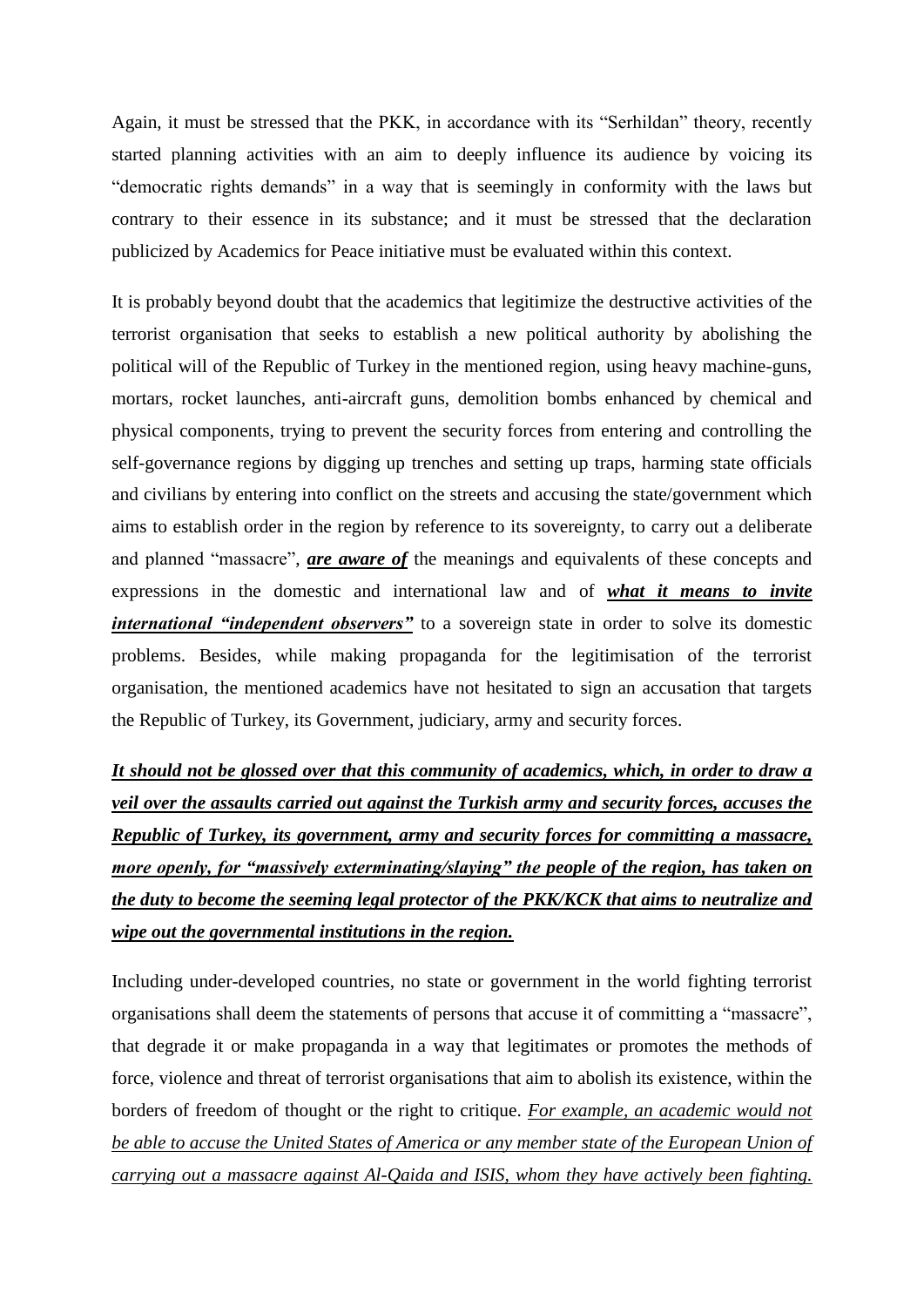Again, it must be stressed that the PKK, in accordance with its "Serhildan" theory, recently started planning activities with an aim to deeply influence its audience by voicing its "democratic rights demands" in a way that is seemingly in conformity with the laws but contrary to their essence in its substance; and it must be stressed that the declaration publicized by Academics for Peace initiative must be evaluated within this context.

It is probably beyond doubt that the academics that legitimize the destructive activities of the terrorist organisation that seeks to establish a new political authority by abolishing the political will of the Republic of Turkey in the mentioned region, using heavy machine-guns, mortars, rocket launches, anti-aircraft guns, demolition bombs enhanced by chemical and physical components, trying to prevent the security forces from entering and controlling the self-governance regions by digging up trenches and setting up traps, harming state officials and civilians by entering into conflict on the streets and accusing the state/government which aims to establish order in the region by reference to its sovereignty, to carry out a deliberate and planned "massacre", <u>***are aware of***</u> the meanings and equivalents of these concepts and expressions in the domestic and international law and of <u>***what it means to invite international "independent observers"***</u> to a sovereign state in order to solve its domestic problems. Besides, while making propaganda for the legitimisation of the terrorist organisation, the mentioned academics have not hesitated to sign an accusation that targets the Republic of Turkey, its Government, judiciary, army and security forces.

<u>***It should not be glossed over that this community of academics, which, in order to draw a veil over the assaults carried out against the Turkish army and security forces, accuses the Republic of Turkey, its government, army and security forces for committing a massacre, more openly, for "massively exterminating/slaying" the people of the region, has taken on the duty to become the seeming legal protector of the PKK/KCK that aims to neutralize and wipe out the governmental institutions in the region.***</u>

Including under-developed countries, no state or government in the world fighting terrorist organisations shall deem the statements of persons that accuse it of committing a "massacre", that degrade it or make propaganda in a way that legitimates or promotes the methods of force, violence and threat of terrorist organisations that aim to abolish its existence, within the borders of freedom of thought or the right to critique. <u>*For example, an academic would not be able to accuse the United States of America or any member state of the European Union of carrying out a massacre against Al-Qaida and ISIS, whom they have actively been fighting.*</u>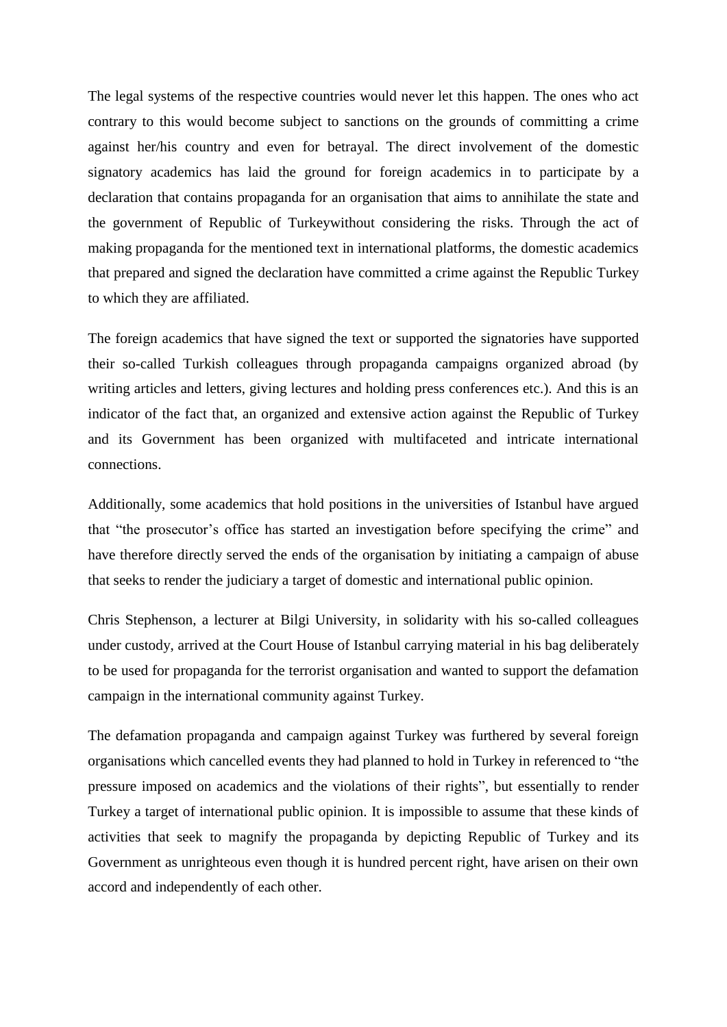The legal systems of the respective countries would never let this happen. The ones who act contrary to this would become subject to sanctions on the grounds of committing a crime against her/his country and even for betrayal. The direct involvement of the domestic signatory academics has laid the ground for foreign academics in to participate by a declaration that contains propaganda for an organisation that aims to annihilate the state and the government of Republic of Turkeywithout considering the risks. Through the act of making propaganda for the mentioned text in international platforms, the domestic academics that prepared and signed the declaration have committed a crime against the Republic Turkey to which they are affiliated.

The foreign academics that have signed the text or supported the signatories have supported their so-called Turkish colleagues through propaganda campaigns organized abroad (by writing articles and letters, giving lectures and holding press conferences etc.). And this is an indicator of the fact that, an organized and extensive action against the Republic of Turkey and its Government has been organized with multifaceted and intricate international connections.

Additionally, some academics that hold positions in the universities of Istanbul have argued that "the prosecutor's office has started an investigation before specifying the crime" and have therefore directly served the ends of the organisation by initiating a campaign of abuse that seeks to render the judiciary a target of domestic and international public opinion.

Chris Stephenson, a lecturer at Bilgi University, in solidarity with his so-called colleagues under custody, arrived at the Court House of Istanbul carrying material in his bag deliberately to be used for propaganda for the terrorist organisation and wanted to support the defamation campaign in the international community against Turkey.

The defamation propaganda and campaign against Turkey was furthered by several foreign organisations which cancelled events they had planned to hold in Turkey in referenced to "the pressure imposed on academics and the violations of their rights", but essentially to render Turkey a target of international public opinion. It is impossible to assume that these kinds of activities that seek to magnify the propaganda by depicting Republic of Turkey and its Government as unrighteous even though it is hundred percent right, have arisen on their own accord and independently of each other.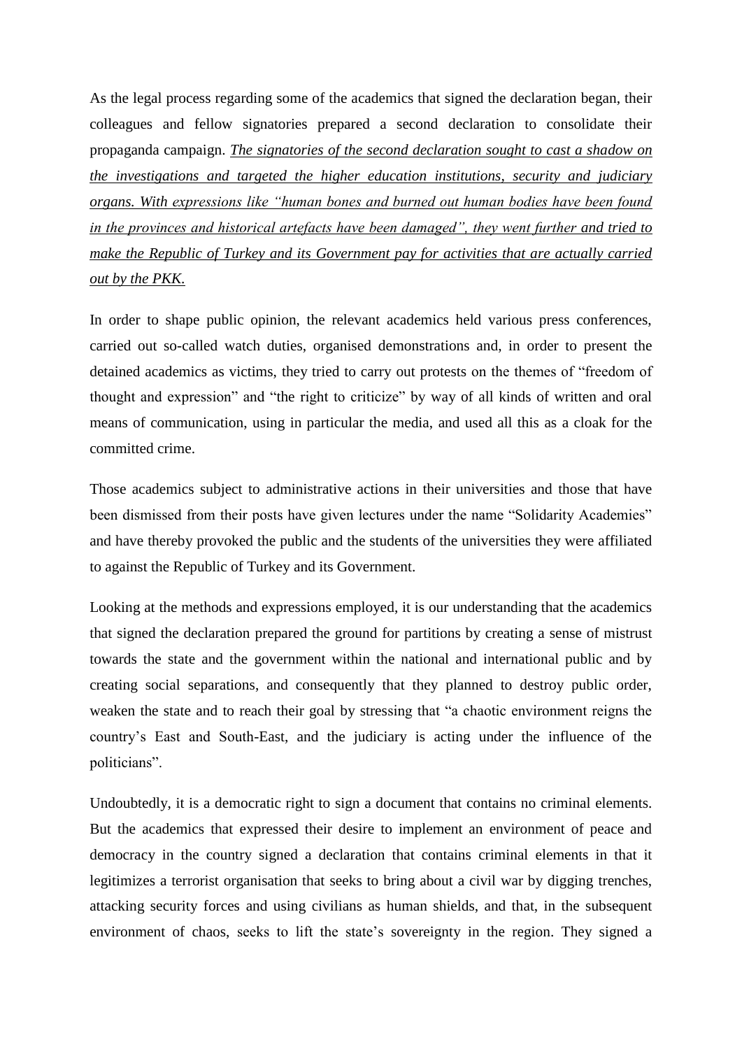As the legal process regarding some of the academics that signed the declaration began, their colleagues and fellow signatories prepared a second declaration to consolidate their propaganda campaign. <u>*The signatories of the second declaration sought to cast a shadow on the investigations and targeted the higher education institutions, security and judiciary organs. With expressions like "human bones and burned out human bodies have been found in the provinces and historical artefacts have been damaged", they went further*</u> <u>*and tried to make the Republic of Turkey and its Government pay for activities that are actually carried out by the PKK.*</u>

In order to shape public opinion, the relevant academics held various press conferences, carried out so-called watch duties, organised demonstrations and, in order to present the detained academics as victims, they tried to carry out protests on the themes of "freedom of thought and expression" and "the right to criticize" by way of all kinds of written and oral means of communication, using in particular the media, and used all this as a cloak for the committed crime.

Those academics subject to administrative actions in their universities and those that have been dismissed from their posts have given lectures under the name "Solidarity Academies" and have thereby provoked the public and the students of the universities they were affiliated to against the Republic of Turkey and its Government.

Looking at the methods and expressions employed, it is our understanding that the academics that signed the declaration prepared the ground for partitions by creating a sense of mistrust towards the state and the government within the national and international public and by creating social separations, and consequently that they planned to destroy public order, weaken the state and to reach their goal by stressing that "a chaotic environment reigns the country's East and South-East, and the judiciary is acting under the influence of the politicians".

Undoubtedly, it is a democratic right to sign a document that contains no criminal elements. But the academics that expressed their desire to implement an environment of peace and democracy in the country signed a declaration that contains criminal elements in that it legitimizes a terrorist organisation that seeks to bring about a civil war by digging trenches, attacking security forces and using civilians as human shields, and that, in the subsequent environment of chaos, seeks to lift the state's sovereignty in the region. They signed a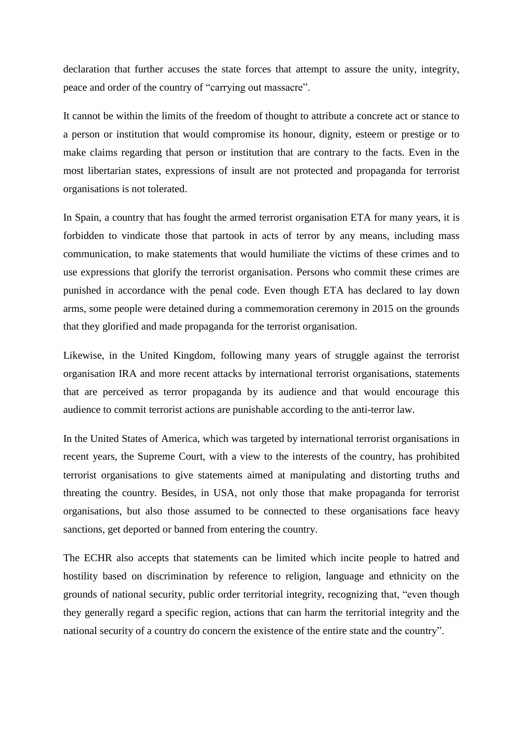declaration that further accuses the state forces that attempt to assure the unity, integrity, peace and order of the country of "carrying out massacre".

It cannot be within the limits of the freedom of thought to attribute a concrete act or stance to a person or institution that would compromise its honour, dignity, esteem or prestige or to make claims regarding that person or institution that are contrary to the facts. Even in the most libertarian states, expressions of insult are not protected and propaganda for terrorist organisations is not tolerated.

In Spain, a country that has fought the armed terrorist organisation ETA for many years, it is forbidden to vindicate those that partook in acts of terror by any means, including mass communication, to make statements that would humiliate the victims of these crimes and to use expressions that glorify the terrorist organisation. Persons who commit these crimes are punished in accordance with the penal code. Even though ETA has declared to lay down arms, some people were detained during a commemoration ceremony in 2015 on the grounds that they glorified and made propaganda for the terrorist organisation.

Likewise, in the United Kingdom, following many years of struggle against the terrorist organisation IRA and more recent attacks by international terrorist organisations, statements that are perceived as terror propaganda by its audience and that would encourage this audience to commit terrorist actions are punishable according to the anti-terror law.

In the United States of America, which was targeted by international terrorist organisations in recent years, the Supreme Court, with a view to the interests of the country, has prohibited terrorist organisations to give statements aimed at manipulating and distorting truths and threating the country. Besides, in USA, not only those that make propaganda for terrorist organisations, but also those assumed to be connected to these organisations face heavy sanctions, get deported or banned from entering the country.

The ECHR also accepts that statements can be limited which incite people to hatred and hostility based on discrimination by reference to religion, language and ethnicity on the grounds of national security, public order territorial integrity, recognizing that, "even though they generally regard a specific region, actions that can harm the territorial integrity and the national security of a country do concern the existence of the entire state and the country".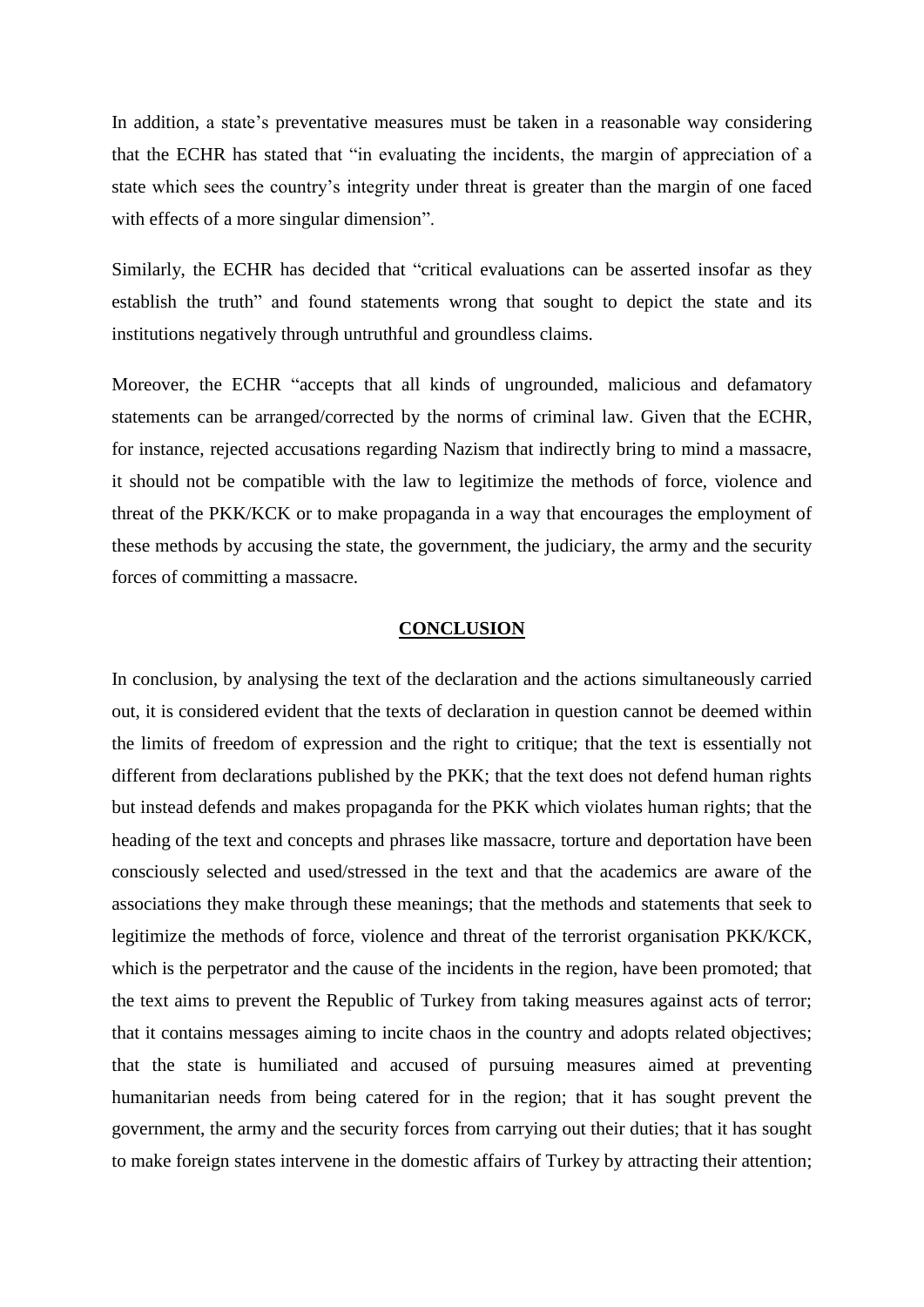In addition, a state's preventative measures must be taken in a reasonable way considering that the ECHR has stated that "in evaluating the incidents, the margin of appreciation of a state which sees the country's integrity under threat is greater than the margin of one faced with effects of a more singular dimension".

Similarly, the ECHR has decided that "critical evaluations can be asserted insofar as they establish the truth" and found statements wrong that sought to depict the state and its institutions negatively through untruthful and groundless claims.

Moreover, the ECHR "accepts that all kinds of ungrounded, malicious and defamatory statements can be arranged/corrected by the norms of criminal law. Given that the ECHR, for instance, rejected accusations regarding Nazism that indirectly bring to mind a massacre, it should not be compatible with the law to legitimize the methods of force, violence and threat of the PKK/KCK or to make propaganda in a way that encourages the employment of these methods by accusing the state, the government, the judiciary, the army and the security forces of committing a massacre.

## CONCLUSION

In conclusion, by analysing the text of the declaration and the actions simultaneously carried out, it is considered evident that the texts of declaration in question cannot be deemed within the limits of freedom of expression and the right to critique; that the text is essentially not different from declarations published by the PKK; that the text does not defend human rights but instead defends and makes propaganda for the PKK which violates human rights; that the heading of the text and concepts and phrases like massacre, torture and deportation have been consciously selected and used/stressed in the text and that the academics are aware of the associations they make through these meanings; that the methods and statements that seek to legitimize the methods of force, violence and threat of the terrorist organisation PKK/KCK, which is the perpetrator and the cause of the incidents in the region, have been promoted; that the text aims to prevent the Republic of Turkey from taking measures against acts of terror; that it contains messages aiming to incite chaos in the country and adopts related objectives; that the state is humiliated and accused of pursuing measures aimed at preventing humanitarian needs from being catered for in the region; that it has sought prevent the government, the army and the security forces from carrying out their duties; that it has sought to make foreign states intervene in the domestic affairs of Turkey by attracting their attention;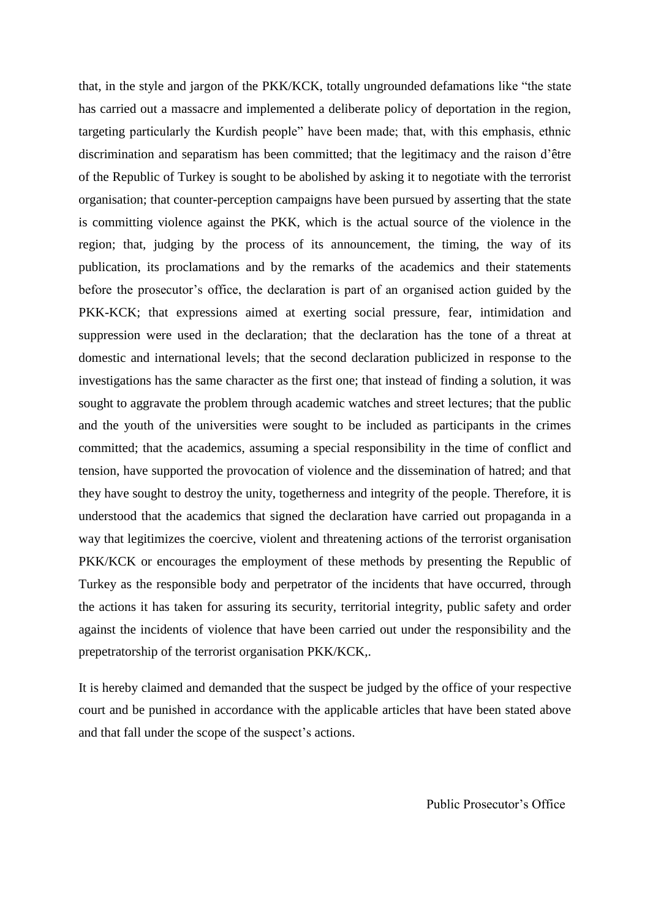that, in the style and jargon of the PKK/KCK, totally ungrounded defamations like "the state has carried out a massacre and implemented a deliberate policy of deportation in the region, targeting particularly the Kurdish people" have been made; that, with this emphasis, ethnic discrimination and separatism has been committed; that the legitimacy and the raison d'être of the Republic of Turkey is sought to be abolished by asking it to negotiate with the terrorist organisation; that counter-perception campaigns have been pursued by asserting that the state is committing violence against the PKK, which is the actual source of the violence in the region; that, judging by the process of its announcement, the timing, the way of its publication, its proclamations and by the remarks of the academics and their statements before the prosecutor's office, the declaration is part of an organised action guided by the PKK-KCK; that expressions aimed at exerting social pressure, fear, intimidation and suppression were used in the declaration; that the declaration has the tone of a threat at domestic and international levels; that the second declaration publicized in response to the investigations has the same character as the first one; that instead of finding a solution, it was sought to aggravate the problem through academic watches and street lectures; that the public and the youth of the universities were sought to be included as participants in the crimes committed; that the academics, assuming a special responsibility in the time of conflict and tension, have supported the provocation of violence and the dissemination of hatred; and that they have sought to destroy the unity, togetherness and integrity of the people. Therefore, it is understood that the academics that signed the declaration have carried out propaganda in a way that legitimizes the coercive, violent and threatening actions of the terrorist organisation PKK/KCK or encourages the employment of these methods by presenting the Republic of Turkey as the responsible body and perpetrator of the incidents that have occurred, through the actions it has taken for assuring its security, territorial integrity, public safety and order against the incidents of violence that have been carried out under the responsibility and the prepetratorship of the terrorist organisation PKK/KCK,.

It is hereby claimed and demanded that the suspect be judged by the office of your respective court and be punished in accordance with the applicable articles that have been stated above and that fall under the scope of the suspect's actions.

Public Prosecutor's Office